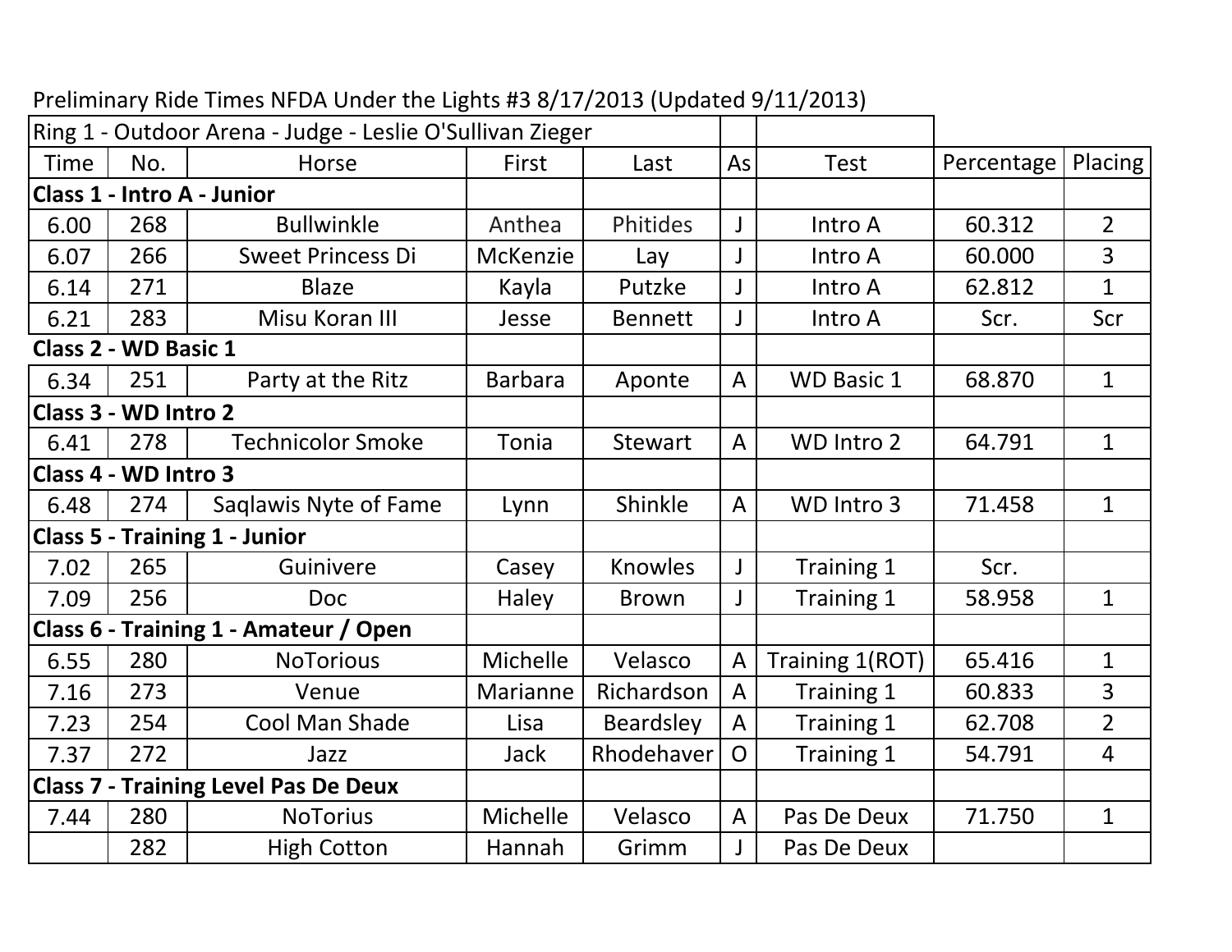Preliminary Ride Times NFDA Under the Lights #3 8/17/2013 (Updated 9/11/2013)

| Ring 1 - Outdoor Arena - Judge - Leslie O'Sullivan Zieger | | | | | | | | |
|---|---|---|---|---|---|---|---|---|
| Time | No. | Horse | First | Last | As | Test | Percentage | Placing |
| **Class 1 - Intro A - Junior** | | | | | | | | |
| 6.00 | 268 | Bullwinkle | Anthea | Phitides | J | Intro A | 60.312 | 2 |
| 6.07 | 266 | Sweet Princess Di | McKenzie | Lay | J | Intro A | 60.000 | 3 |
| 6.14 | 271 | Blaze | Kayla | Putzke | J | Intro A | 62.812 | 1 |
| 6.21 | 283 | Misu Koran III | Jesse | Bennett | J | Intro A | Scr. | Scr |
| **Class 2 - WD Basic 1** | | | | | | | | |
| 6.34 | 251 | Party at the Ritz | Barbara | Aponte | A | WD Basic 1 | 68.870 | 1 |
| **Class 3 - WD Intro 2** | | | | | | | | |
| 6.41 | 278 | Technicolor Smoke | Tonia | Stewart | A | WD Intro 2 | 64.791 | 1 |
| **Class 4 - WD Intro 3** | | | | | | | | |
| 6.48 | 274 | Saqlawis Nyte of Fame | Lynn | Shinkle | A | WD Intro 3 | 71.458 | 1 |
| **Class 5 - Training 1 - Junior** | | | | | | | | |
| 7.02 | 265 | Guinivere | Casey | Knowles | J | Training 1 | Scr. | |
| 7.09 | 256 | Doc | Haley | Brown | J | Training 1 | 58.958 | 1 |
| **Class 6 - Training 1 - Amateur / Open** | | | | | | | | |
| 6.55 | 280 | NoTorious | Michelle | Velasco | A | Training 1(ROT) | 65.416 | 1 |
| 7.16 | 273 | Venue | Marianne | Richardson | A | Training 1 | 60.833 | 3 |
| 7.23 | 254 | Cool Man Shade | Lisa | Beardsley | A | Training 1 | 62.708 | 2 |
| 7.37 | 272 | Jazz | Jack | Rhodehaver | O | Training 1 | 54.791 | 4 |
| **Class 7 - Training Level Pas De Deux** | | | | | | | | |
| 7.44 | 280 | NoTorius | Michelle | Velasco | A | Pas De Deux | 71.750 | 1 |
| | 282 | High Cotton | Hannah | Grimm | J | Pas De Deux | | |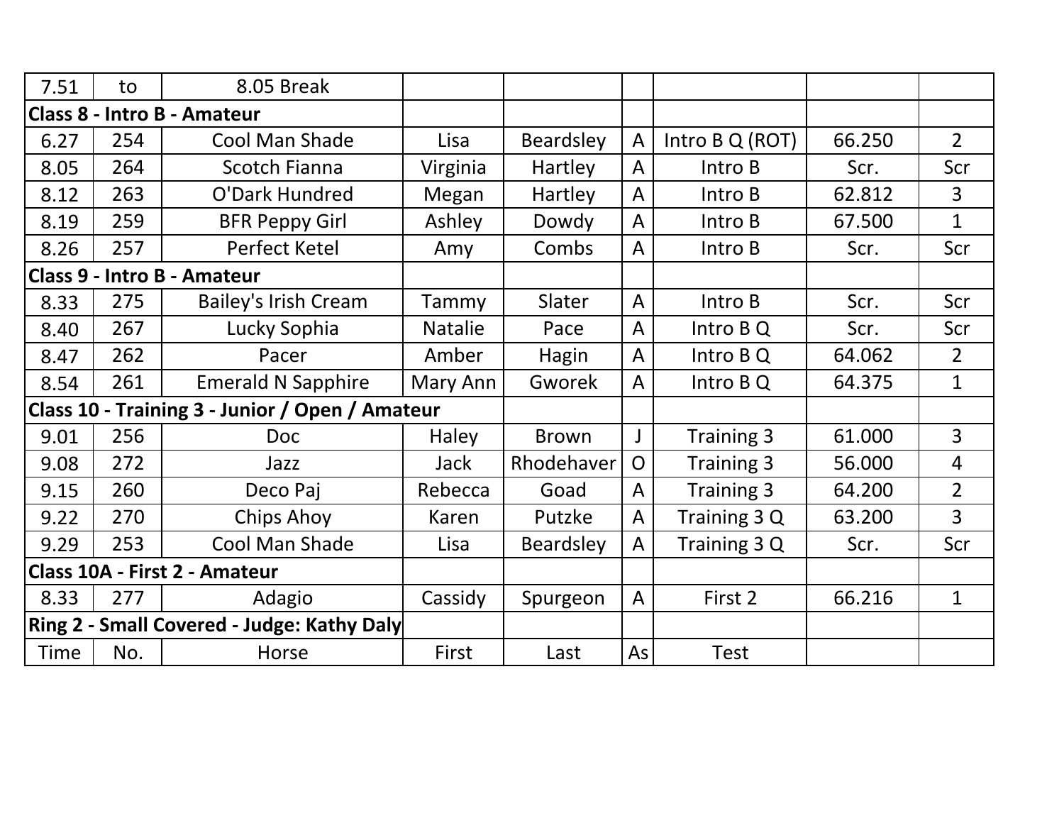| 7.51 | to | 8.05 Break | | | | | | |
|---|---|---|---|---|---|---|---|---|
| **Class 8 - Intro B - Amateur** | | | | | | | | |
| 6.27 | 254 | Cool Man Shade | Lisa | Beardsley | A | Intro B Q (ROT) | 66.250 | 2 |
| 8.05 | 264 | Scotch Fianna | Virginia | Hartley | A | Intro B | Scr. | Scr |
| 8.12 | 263 | O'Dark Hundred | Megan | Hartley | A | Intro B | 62.812 | 3 |
| 8.19 | 259 | BFR Peppy Girl | Ashley | Dowdy | A | Intro B | 67.500 | 1 |
| 8.26 | 257 | Perfect Ketel | Amy | Combs | A | Intro B | Scr. | Scr |
| **Class 9 - Intro B - Amateur** | | | | | | | | |
| 8.33 | 275 | Bailey's Irish Cream | Tammy | Slater | A | Intro B | Scr. | Scr |
| 8.40 | 267 | Lucky Sophia | Natalie | Pace | A | Intro B Q | Scr. | Scr |
| 8.47 | 262 | Pacer | Amber | Hagin | A | Intro B Q | 64.062 | 2 |
| 8.54 | 261 | Emerald N Sapphire | Mary Ann | Gworek | A | Intro B Q | 64.375 | 1 |
| **Class 10 - Training 3 - Junior / Open / Amateur** | | | | | | | | |
| 9.01 | 256 | Doc | Haley | Brown | J | Training 3 | 61.000 | 3 |
| 9.08 | 272 | Jazz | Jack | Rhodehaver | O | Training 3 | 56.000 | 4 |
| 9.15 | 260 | Deco Paj | Rebecca | Goad | A | Training 3 | 64.200 | 2 |
| 9.22 | 270 | Chips Ahoy | Karen | Putzke | A | Training 3 Q | 63.200 | 3 |
| 9.29 | 253 | Cool Man Shade | Lisa | Beardsley | A | Training 3 Q | Scr. | Scr |
| **Class 10A - First 2 - Amateur** | | | | | | | | |
| 8.33 | 277 | Adagio | Cassidy | Spurgeon | A | First 2 | 66.216 | 1 |
| **Ring 2 - Small Covered - Judge: Kathy Daly** | | | | | | | | |
| Time | No. | Horse | First | Last | As | Test | | |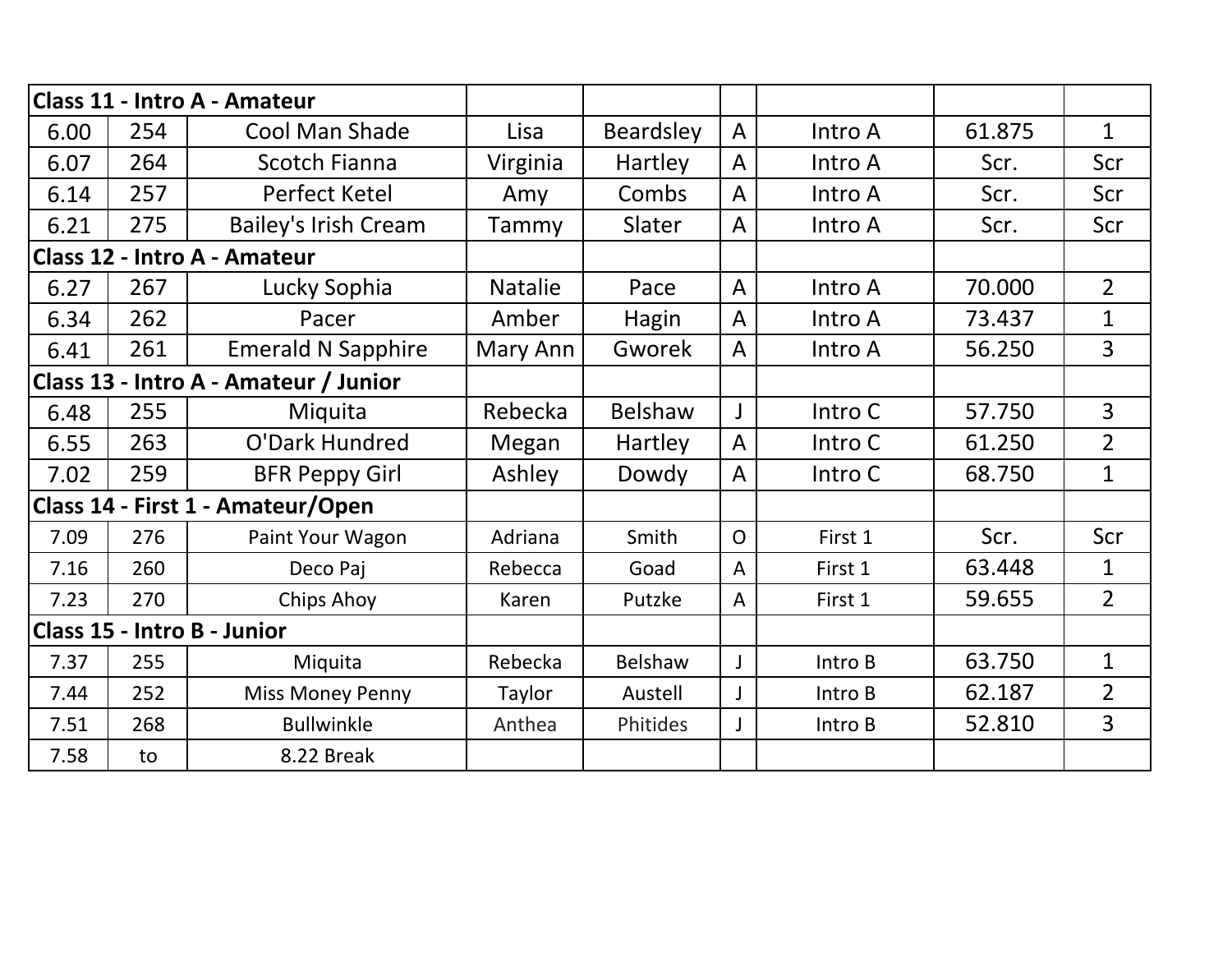| Class 11 - Intro A - Amateur | | | | | | | | |
|---|---|---|---|---|---|---|---|---|
| 6.00 | 254 | Cool Man Shade | Lisa | Beardsley | A | Intro A | 61.875 | 1 |
| 6.07 | 264 | Scotch Fianna | Virginia | Hartley | A | Intro A | Scr. | Scr |
| 6.14 | 257 | Perfect Ketel | Amy | Combs | A | Intro A | Scr. | Scr |
| 6.21 | 275 | Bailey's Irish Cream | Tammy | Slater | A | Intro A | Scr. | Scr |
| **Class 12 - Intro A - Amateur** | | | | | | | | |
| 6.27 | 267 | Lucky Sophia | Natalie | Pace | A | Intro A | 70.000 | 2 |
| 6.34 | 262 | Pacer | Amber | Hagin | A | Intro A | 73.437 | 1 |
| 6.41 | 261 | Emerald N Sapphire | Mary Ann | Gworek | A | Intro A | 56.250 | 3 |
| **Class 13 - Intro A - Amateur / Junior** | | | | | | | | |
| 6.48 | 255 | Miquita | Rebecka | Belshaw | J | Intro C | 57.750 | 3 |
| 6.55 | 263 | O'Dark Hundred | Megan | Hartley | A | Intro C | 61.250 | 2 |
| 7.02 | 259 | BFR Peppy Girl | Ashley | Dowdy | A | Intro C | 68.750 | 1 |
| **Class 14 - First 1 - Amateur/Open** | | | | | | | | |
| 7.09 | 276 | Paint Your Wagon | Adriana | Smith | O | First 1 | Scr. | Scr |
| 7.16 | 260 | Deco Paj | Rebecca | Goad | A | First 1 | 63.448 | 1 |
| 7.23 | 270 | Chips Ahoy | Karen | Putzke | A | First 1 | 59.655 | 2 |
| **Class 15 - Intro B - Junior** | | | | | | | | |
| 7.37 | 255 | Miquita | Rebecka | Belshaw | J | Intro B | 63.750 | 1 |
| 7.44 | 252 | Miss Money Penny | Taylor | Austell | J | Intro B | 62.187 | 2 |
| 7.51 | 268 | Bullwinkle | Anthea | Phitides | J | Intro B | 52.810 | 3 |
| 7.58 | to | 8.22 Break | | | | | | |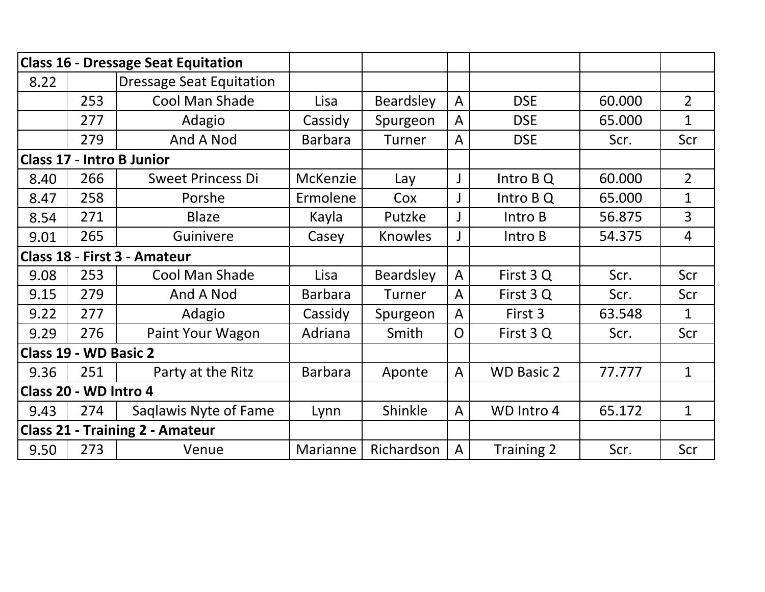| Class 16 - Dressage Seat Equitation | | | | | | | | |
|---|---|---|---|---|---|---|---|---|
| 8.22 | | Dressage Seat Equitation | | | | | | |
| | 253 | Cool Man Shade | Lisa | Beardsley | A | DSE | 60.000 | 2 |
| | 277 | Adagio | Cassidy | Spurgeon | A | DSE | 65.000 | 1 |
| | 279 | And A Nod | Barbara | Turner | A | DSE | Scr. | Scr |
| **Class 17 - Intro B Junior** | | | | | | | | |
| 8.40 | 266 | Sweet Princess Di | McKenzie | Lay | J | Intro B Q | 60.000 | 2 |
| 8.47 | 258 | Porshe | Ermolene | Cox | J | Intro B Q | 65.000 | 1 |
| 8.54 | 271 | Blaze | Kayla | Putzke | J | Intro B | 56.875 | 3 |
| 9.01 | 265 | Guinivere | Casey | Knowles | J | Intro B | 54.375 | 4 |
| **Class 18 - First 3 - Amateur** | | | | | | | | |
| 9.08 | 253 | Cool Man Shade | Lisa | Beardsley | A | First 3 Q | Scr. | Scr |
| 9.15 | 279 | And A Nod | Barbara | Turner | A | First 3 Q | Scr. | Scr |
| 9.22 | 277 | Adagio | Cassidy | Spurgeon | A | First 3 | 63.548 | 1 |
| 9.29 | 276 | Paint Your Wagon | Adriana | Smith | O | First 3 Q | Scr. | Scr |
| **Class 19 - WD Basic 2** | | | | | | | | |
| 9.36 | 251 | Party at the Ritz | Barbara | Aponte | A | WD Basic 2 | 77.777 | 1 |
| **Class 20 - WD Intro 4** | | | | | | | | |
| 9.43 | 274 | Saqlawis Nyte of Fame | Lynn | Shinkle | A | WD Intro 4 | 65.172 | 1 |
| **Class 21 - Training 2 - Amateur** | | | | | | | | |
| 9.50 | 273 | Venue | Marianne | Richardson | A | Training 2 | Scr. | Scr |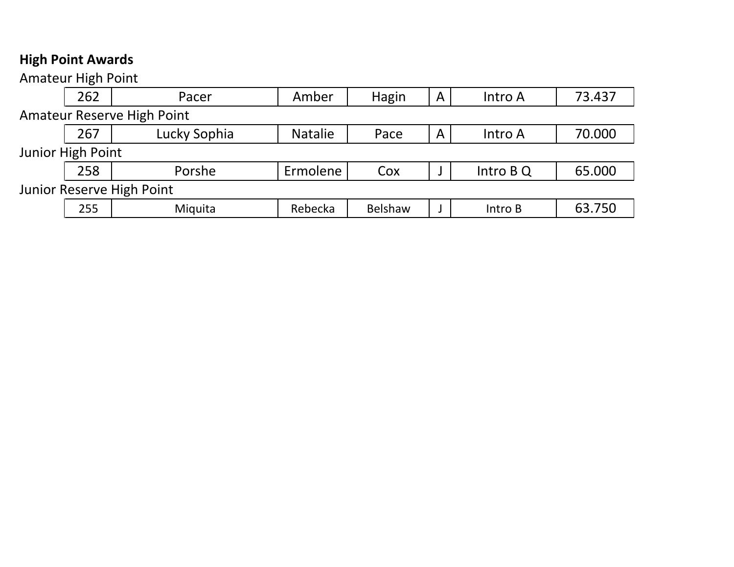**High Point Awards**

Amateur High Point

| | | | | | | |
|---|---|---|---|---|---|---|
| 262 | Pacer | Amber | Hagin | A | Intro A | 73.437 |

Amateur Reserve High Point

| | | | | | | |
|---|---|---|---|---|---|---|
| 267 | Lucky Sophia | Natalie | Pace | A | Intro A | 70.000 |

Junior High Point

| | | | | | | |
|---|---|---|---|---|---|---|
| 258 | Porshe | Ermolene | Cox | J | Intro B Q | 65.000 |

Junior Reserve High Point

| | | | | | | |
|---|---|---|---|---|---|---|
| 255 | Miquita | Rebecka | Belshaw | J | Intro B | 63.750 |